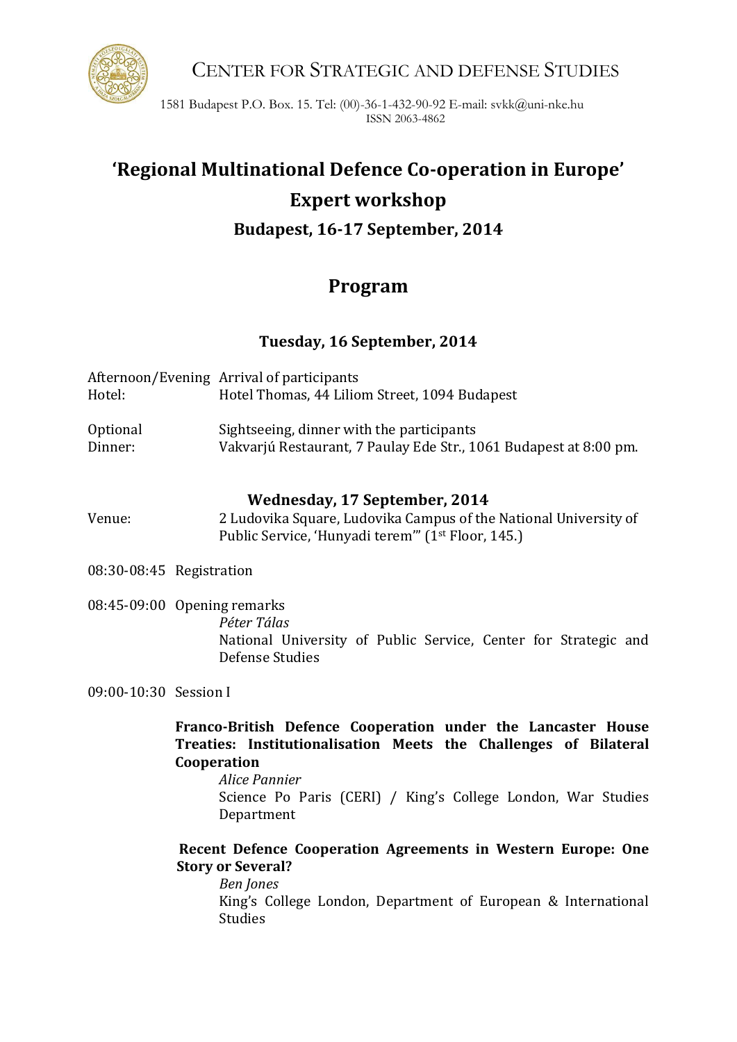CENTER FOR STRATEGIC AND DEFENSE STUDIES

1581 Budapest P.O. Box. 15. Tel: (00)-36-1-432-90-92 E-mail: svkk@uni-nke.hu
ISSN 2063-4862

# 'Regional Multinational Defence Co-operation in Europe'

# Expert workshop

## Budapest, 16-17 September, 2014

## Program

### Tuesday, 16 September, 2014

Afternoon/Evening Arrival of participants
Hotel: Hotel Thomas, 44 Liliom Street, 1094 Budapest

Optional Sightseeing, dinner with the participants
Dinner: Vakvarjú Restaurant, 7 Paulay Ede Str., 1061 Budapest at 8:00 pm.

### Wednesday, 17 September, 2014

Venue: 2 Ludovika Square, Ludovika Campus of the National University of Public Service, 'Hunyadi terem'' (1st Floor, 145.)

08:30-08:45 Registration

08:45-09:00 Opening remarks
*Péter Tálas*
National University of Public Service, Center for Strategic and Defense Studies

09:00-10:30 Session I

**Franco-British Defence Cooperation under the Lancaster House Treaties: Institutionalisation Meets the Challenges of Bilateral Cooperation**
*Alice Pannier*
Science Po Paris (CERI) / King's College London, War Studies Department

**Recent Defence Cooperation Agreements in Western Europe: One Story or Several?**
*Ben Jones*
King's College London, Department of European & International Studies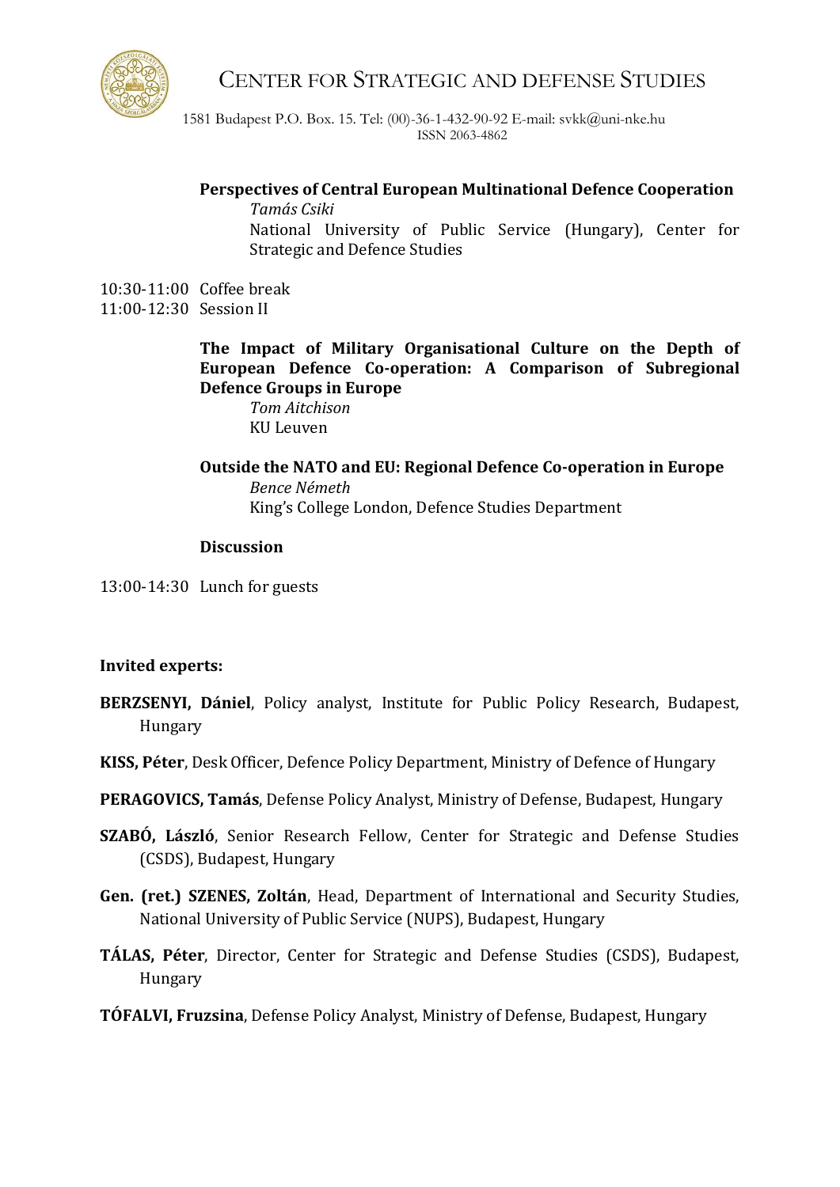# CENTER FOR STRATEGIC AND DEFENSE STUDIES

1581 Budapest P.O. Box. 15. Tel: (00)-36-1-432-90-92 E-mail: svkk@uni-nke.hu
ISSN 2063-4862

**Perspectives of Central European Multinational Defence Cooperation**
*Tamás Csiki*
National University of Public Service (Hungary), Center for Strategic and Defence Studies

10:30-11:00 Coffee break
11:00-12:30 Session II

**The Impact of Military Organisational Culture on the Depth of European Defence Co-operation: A Comparison of Subregional Defence Groups in Europe**
*Tom Aitchison*
KU Leuven

**Outside the NATO and EU: Regional Defence Co-operation in Europe**
*Bence Németh*
King's College London, Defence Studies Department

**Discussion**

13:00-14:30 Lunch for guests

**Invited experts:**

**BERZSENYI, Dániel**, Policy analyst, Institute for Public Policy Research, Budapest, Hungary

**KISS, Péter**, Desk Officer, Defence Policy Department, Ministry of Defence of Hungary

**PERAGOVICS, Tamás**, Defense Policy Analyst, Ministry of Defense, Budapest, Hungary

**SZABÓ, László**, Senior Research Fellow, Center for Strategic and Defense Studies (CSDS), Budapest, Hungary

**Gen. (ret.) SZENES, Zoltán**, Head, Department of International and Security Studies, National University of Public Service (NUPS), Budapest, Hungary

**TÁLAS, Péter**, Director, Center for Strategic and Defense Studies (CSDS), Budapest, Hungary

**TÓFALVI, Fruzsina**, Defense Policy Analyst, Ministry of Defense, Budapest, Hungary